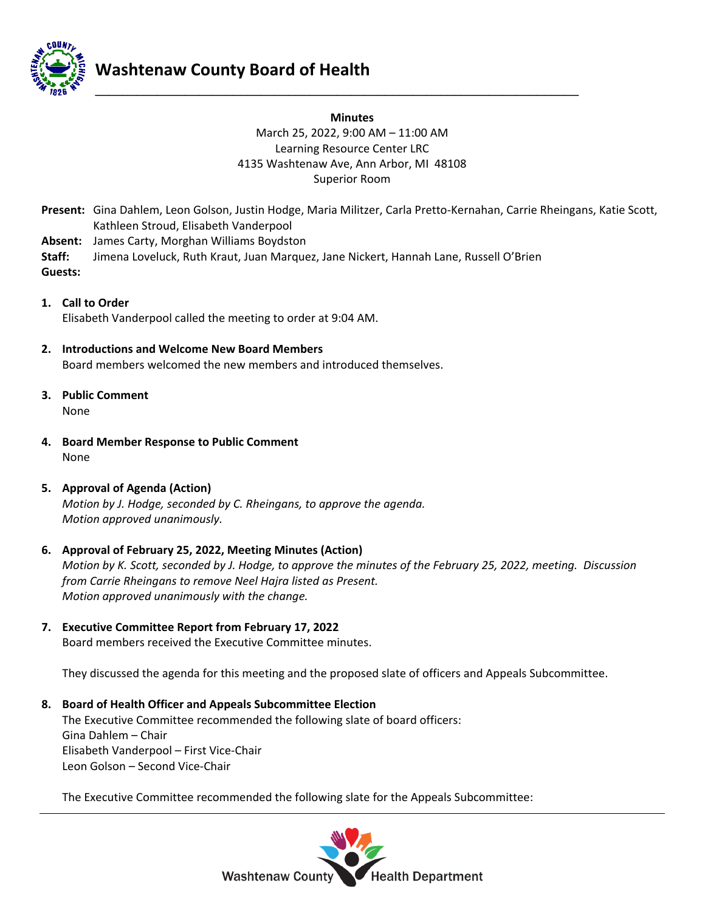# Washtenaw County Board of Health

**Minutes**

March 25, 2022, 9:00 AM – 11:00 AM
Learning Resource Center LRC
4135 Washtenaw Ave, Ann Arbor, MI 48108
Superior Room

**Present:** Gina Dahlem, Leon Golson, Justin Hodge, Maria Militzer, Carla Pretto-Kernahan, Carrie Rheingans, Katie Scott, Kathleen Stroud, Elisabeth Vanderpool
**Absent:** James Carty, Morghan Williams Boydston
**Staff:** Jimena Loveluck, Ruth Kraut, Juan Marquez, Jane Nickert, Hannah Lane, Russell O'Brien
**Guests:**

1. **Call to Order**
   Elisabeth Vanderpool called the meeting to order at 9:04 AM.

2. **Introductions and Welcome New Board Members**
   Board members welcomed the new members and introduced themselves.

3. **Public Comment**
   None

4. **Board Member Response to Public Comment**
   None

5. **Approval of Agenda (Action)**
   *Motion by J. Hodge, seconded by C. Rheingans, to approve the agenda.*
   *Motion approved unanimously.*

6. **Approval of February 25, 2022, Meeting Minutes (Action)**
   *Motion by K. Scott, seconded by J. Hodge, to approve the minutes of the February 25, 2022, meeting. Discussion from Carrie Rheingans to remove Neel Hajra listed as Present.*
   *Motion approved unanimously with the change.*

7. **Executive Committee Report from February 17, 2022**
   Board members received the Executive Committee minutes.

   They discussed the agenda for this meeting and the proposed slate of officers and Appeals Subcommittee.

8. **Board of Health Officer and Appeals Subcommittee Election**
   The Executive Committee recommended the following slate of board officers:
   Gina Dahlem – Chair
   Elisabeth Vanderpool – First Vice-Chair
   Leon Golson – Second Vice-Chair

   The Executive Committee recommended the following slate for the Appeals Subcommittee: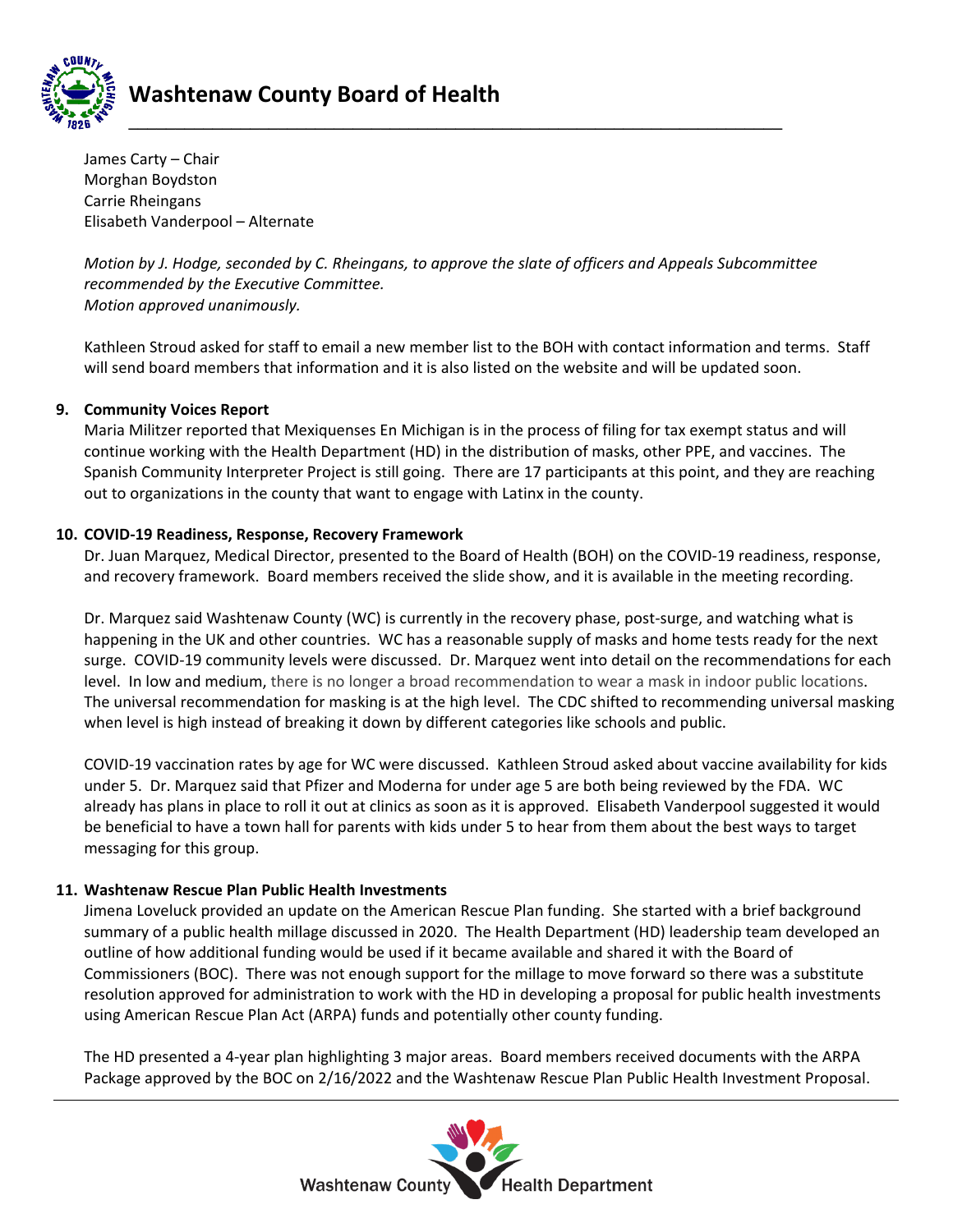James Carty – Chair
Morghan Boydston
Carrie Rheingans
Elisabeth Vanderpool – Alternate

*Motion by J. Hodge, seconded by C. Rheingans, to approve the slate of officers and Appeals Subcommittee recommended by the Executive Committee.*
*Motion approved unanimously.*

Kathleen Stroud asked for staff to email a new member list to the BOH with contact information and terms. Staff will send board members that information and it is also listed on the website and will be updated soon.

**9. Community Voices Report**

Maria Militzer reported that Mexiquenses En Michigan is in the process of filing for tax exempt status and will continue working with the Health Department (HD) in the distribution of masks, other PPE, and vaccines. The Spanish Community Interpreter Project is still going. There are 17 participants at this point, and they are reaching out to organizations in the county that want to engage with Latinx in the county.

**10. COVID-19 Readiness, Response, Recovery Framework**

Dr. Juan Marquez, Medical Director, presented to the Board of Health (BOH) on the COVID-19 readiness, response, and recovery framework. Board members received the slide show, and it is available in the meeting recording.

Dr. Marquez said Washtenaw County (WC) is currently in the recovery phase, post-surge, and watching what is happening in the UK and other countries. WC has a reasonable supply of masks and home tests ready for the next surge. COVID-19 community levels were discussed. Dr. Marquez went into detail on the recommendations for each level. In low and medium, there is no longer a broad recommendation to wear a mask in indoor public locations. The universal recommendation for masking is at the high level. The CDC shifted to recommending universal masking when level is high instead of breaking it down by different categories like schools and public.

COVID-19 vaccination rates by age for WC were discussed. Kathleen Stroud asked about vaccine availability for kids under 5. Dr. Marquez said that Pfizer and Moderna for under age 5 are both being reviewed by the FDA. WC already has plans in place to roll it out at clinics as soon as it is approved. Elisabeth Vanderpool suggested it would be beneficial to have a town hall for parents with kids under 5 to hear from them about the best ways to target messaging for this group.

**11. Washtenaw Rescue Plan Public Health Investments**

Jimena Loveluck provided an update on the American Rescue Plan funding. She started with a brief background summary of a public health millage discussed in 2020. The Health Department (HD) leadership team developed an outline of how additional funding would be used if it became available and shared it with the Board of Commissioners (BOC). There was not enough support for the millage to move forward so there was a substitute resolution approved for administration to work with the HD in developing a proposal for public health investments using American Rescue Plan Act (ARPA) funds and potentially other county funding.

The HD presented a 4-year plan highlighting 3 major areas. Board members received documents with the ARPA Package approved by the BOC on 2/16/2022 and the Washtenaw Rescue Plan Public Health Investment Proposal.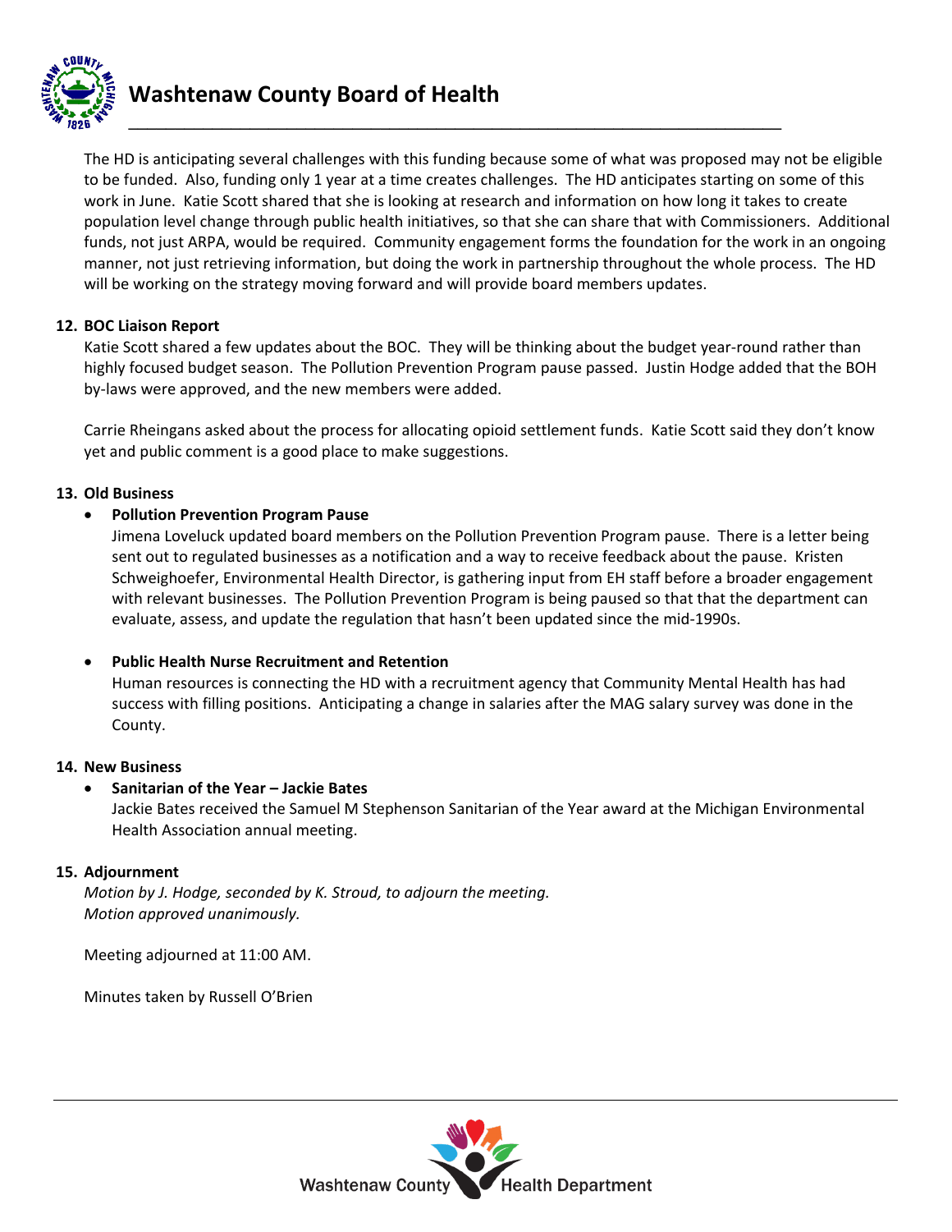The HD is anticipating several challenges with this funding because some of what was proposed may not be eligible to be funded. Also, funding only 1 year at a time creates challenges. The HD anticipates starting on some of this work in June. Katie Scott shared that she is looking at research and information on how long it takes to create population level change through public health initiatives, so that she can share that with Commissioners. Additional funds, not just ARPA, would be required. Community engagement forms the foundation for the work in an ongoing manner, not just retrieving information, but doing the work in partnership throughout the whole process. The HD will be working on the strategy moving forward and will provide board members updates.

**12. BOC Liaison Report**

Katie Scott shared a few updates about the BOC. They will be thinking about the budget year-round rather than highly focused budget season. The Pollution Prevention Program pause passed. Justin Hodge added that the BOH by-laws were approved, and the new members were added.

Carrie Rheingans asked about the process for allocating opioid settlement funds. Katie Scott said they don't know yet and public comment is a good place to make suggestions.

**13. Old Business**

- **Pollution Prevention Program Pause**
  Jimena Loveluck updated board members on the Pollution Prevention Program pause. There is a letter being sent out to regulated businesses as a notification and a way to receive feedback about the pause. Kristen Schweighoefer, Environmental Health Director, is gathering input from EH staff before a broader engagement with relevant businesses. The Pollution Prevention Program is being paused so that that the department can evaluate, assess, and update the regulation that hasn't been updated since the mid-1990s.

- **Public Health Nurse Recruitment and Retention**
  Human resources is connecting the HD with a recruitment agency that Community Mental Health has had success with filling positions. Anticipating a change in salaries after the MAG salary survey was done in the County.

**14. New Business**

- **Sanitarian of the Year – Jackie Bates**
  Jackie Bates received the Samuel M Stephenson Sanitarian of the Year award at the Michigan Environmental Health Association annual meeting.

**15. Adjournment**

*Motion by J. Hodge, seconded by K. Stroud, to adjourn the meeting.*
*Motion approved unanimously.*

Meeting adjourned at 11:00 AM.

Minutes taken by Russell O'Brien